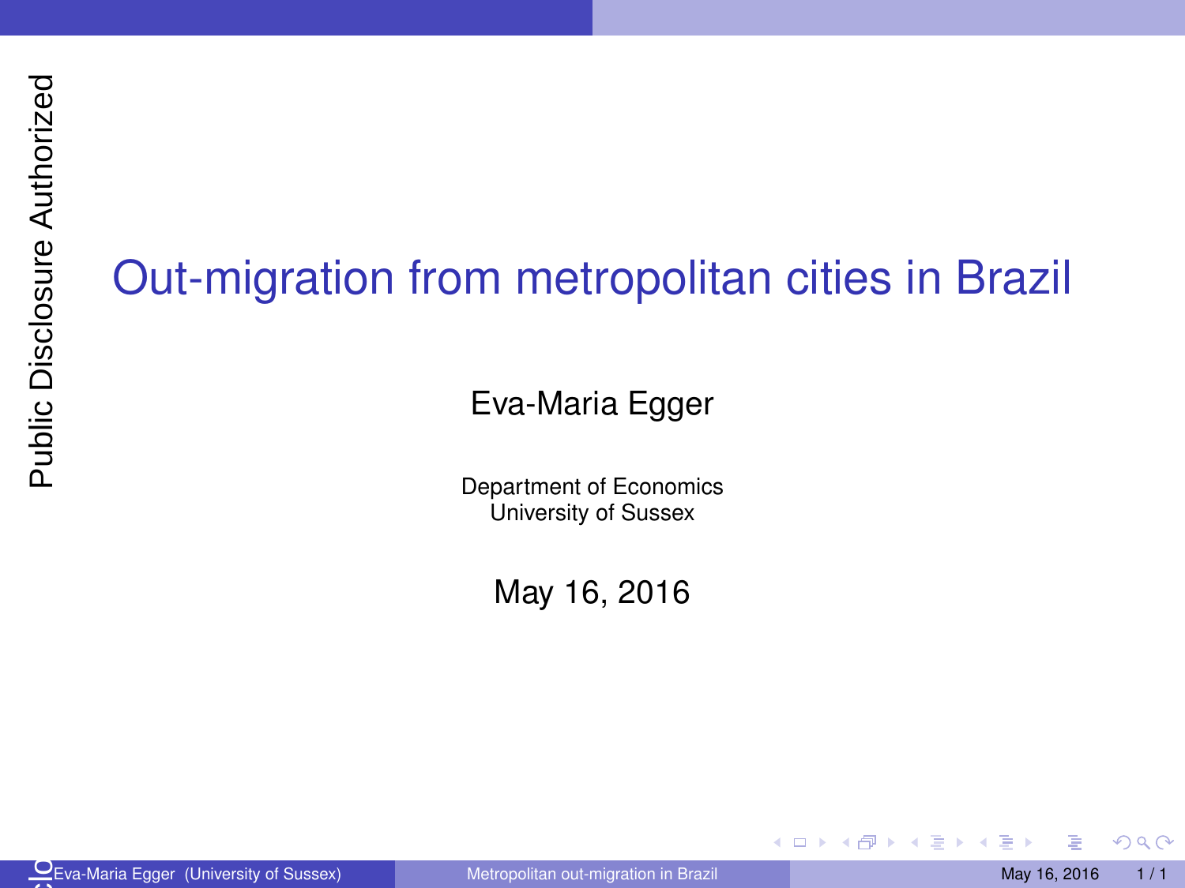Public Disclosure Authorized

# Out-migration from metropolitan cities in Brazil

Eva-Maria Egger

Department of Economics
University of Sussex

May 16, 2016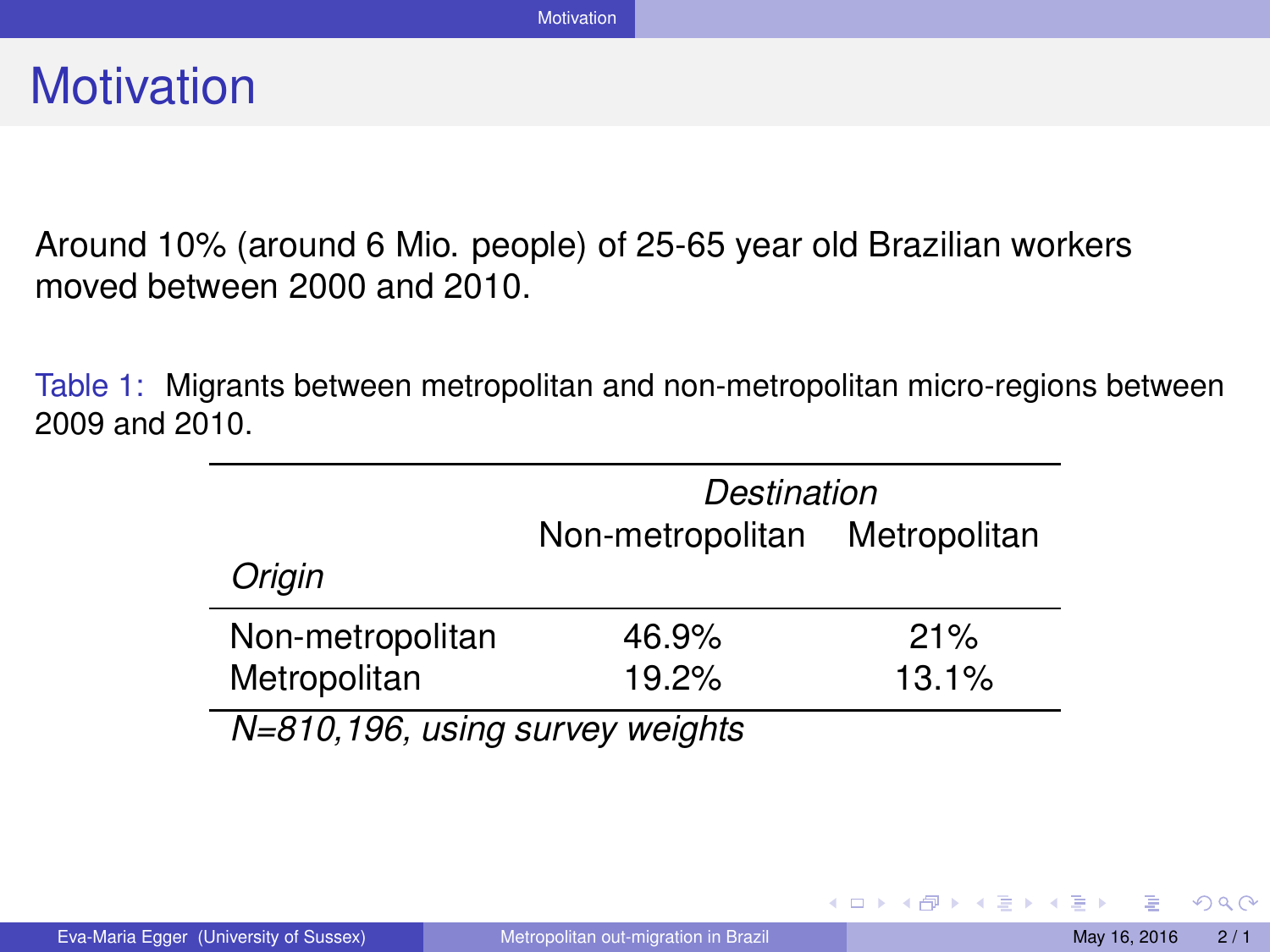# Motivation

Around 10% (around 6 Mio. people) of 25-65 year old Brazilian workers moved between 2000 and 2010.

Table 1: Migrants between metropolitan and non-metropolitan micro-regions between 2009 and 2010.

| | *Destination* | |
|---|---|---|
| *Origin* | Non-metropolitan | Metropolitan |
| Non-metropolitan | 46.9% | 21% |
| Metropolitan | 19.2% | 13.1% |

*N=810,196, using survey weights*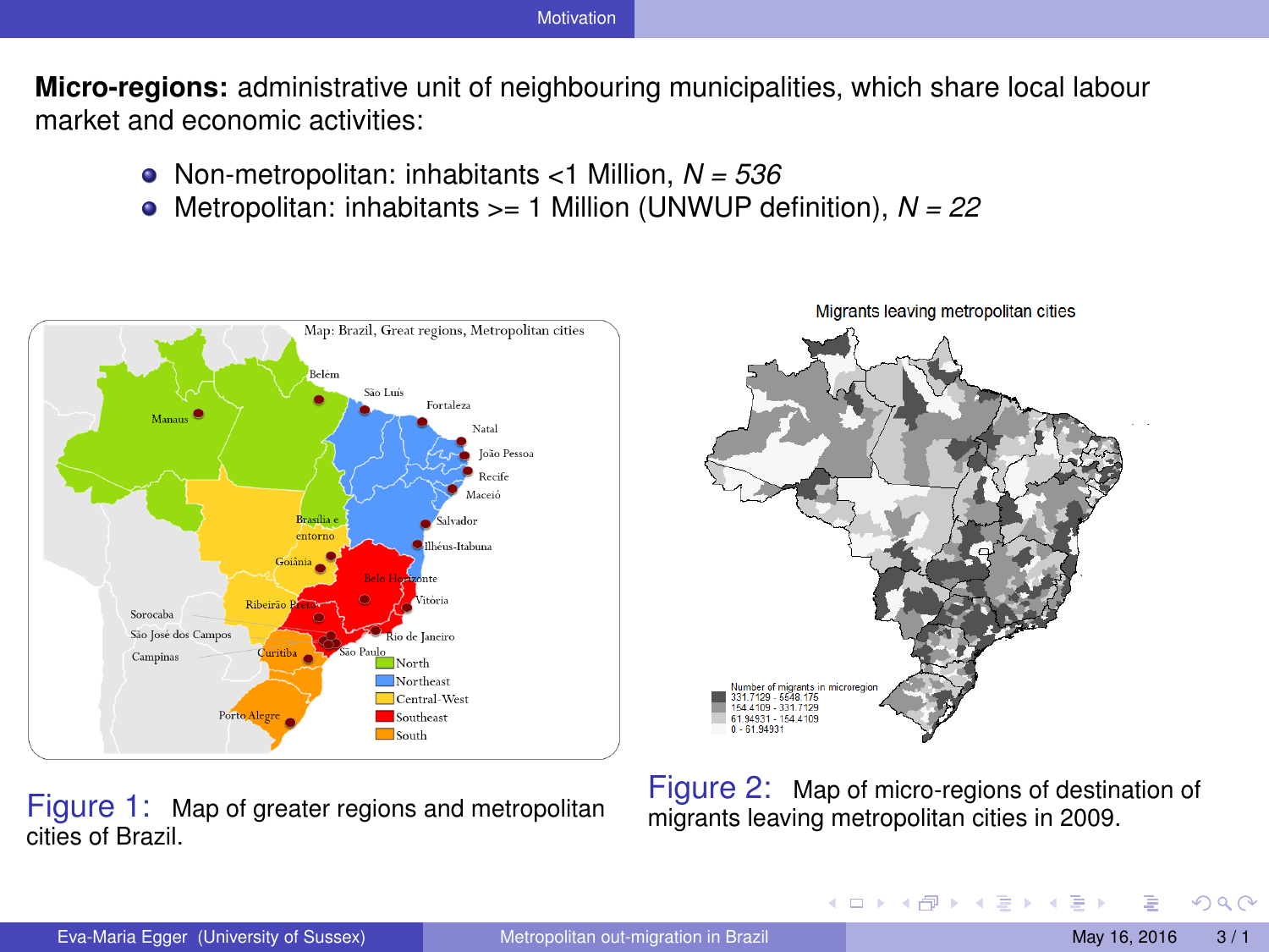## Motivation

**Micro-regions:** administrative unit of neighbouring municipalities, which share local labour market and economic activities:

- Non-metropolitan: inhabitants <1 Million, $N = 536$
- Metropolitan: inhabitants >= 1 Million (UNWUP definition), $N = 22$

Figure 1: Map of greater regions and metropolitan cities of Brazil.

Figure 2: Map of micro-regions of destination of migrants leaving metropolitan cities in 2009.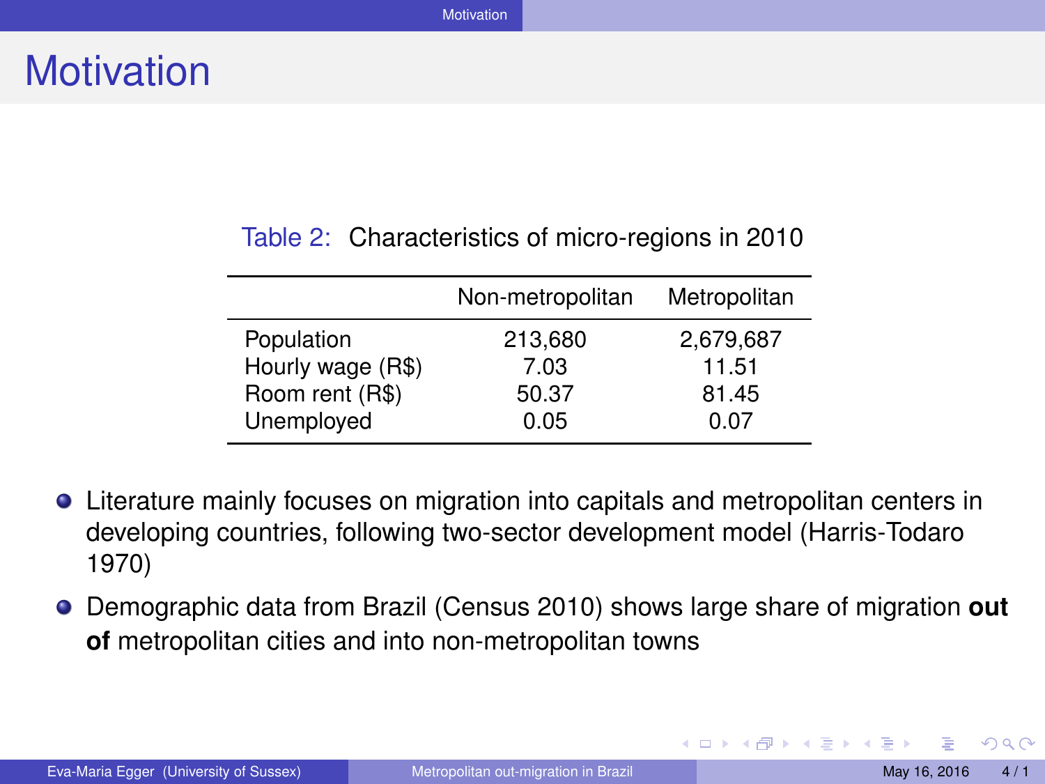# Motivation

Table 2: Characteristics of micro-regions in 2010

| | Non-metropolitan | Metropolitan |
|---|---|---|
| Population | 213,680 | 2,679,687 |
| Hourly wage (R$) | 7.03 | 11.51 |
| Room rent (R$) | 50.37 | 81.45 |
| Unemployed | 0.05 | 0.07 |

- Literature mainly focuses on migration into capitals and metropolitan centers in developing countries, following two-sector development model (Harris-Todaro 1970)
- Demographic data from Brazil (Census 2010) shows large share of migration **out of** metropolitan cities and into non-metropolitan towns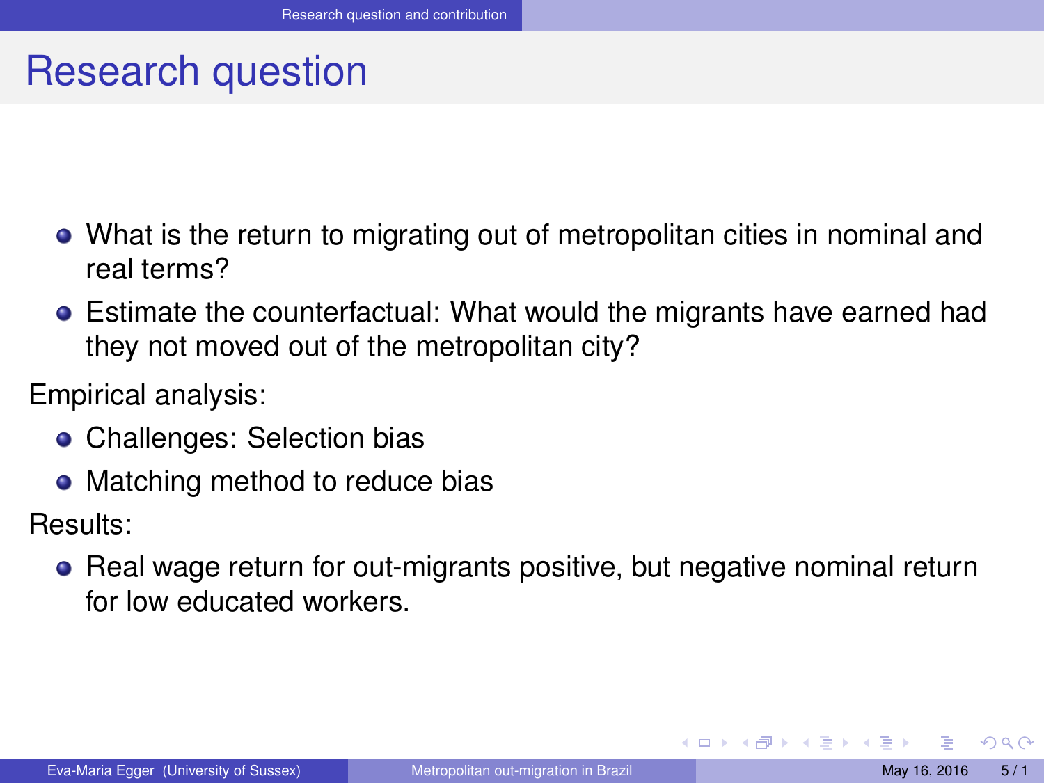# Research question

- What is the return to migrating out of metropolitan cities in nominal and real terms?
- Estimate the counterfactual: What would the migrants have earned had they not moved out of the metropolitan city?

Empirical analysis:

- Challenges: Selection bias
- Matching method to reduce bias

Results:

- Real wage return for out-migrants positive, but negative nominal return for low educated workers.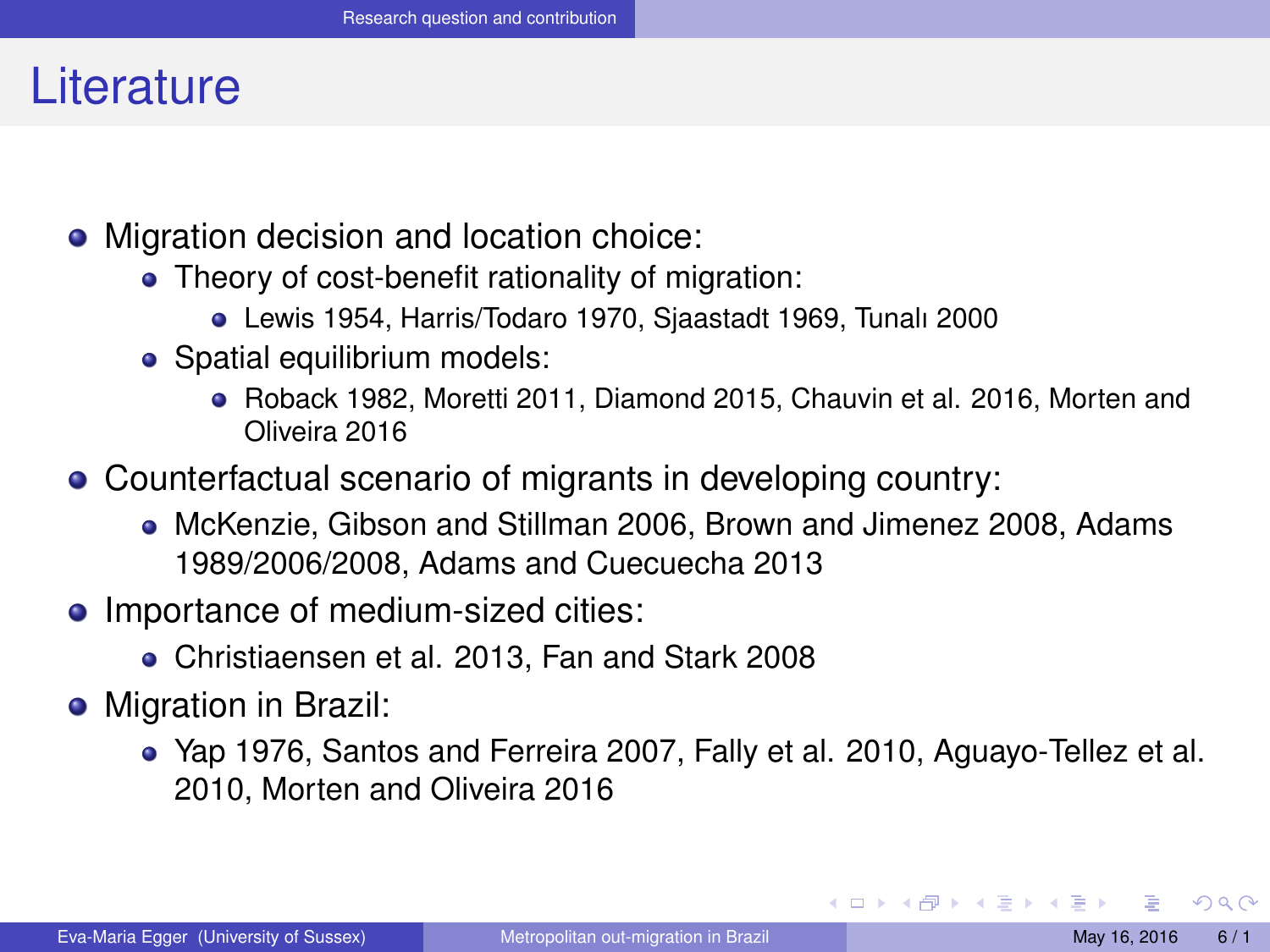# Literature

- Migration decision and location choice:
  - Theory of cost-benefit rationality of migration:
    - Lewis 1954, Harris/Todaro 1970, Sjaastadt 1969, Tunalı 2000
  - Spatial equilibrium models:
    - Roback 1982, Moretti 2011, Diamond 2015, Chauvin et al. 2016, Morten and Oliveira 2016
- Counterfactual scenario of migrants in developing country:
  - McKenzie, Gibson and Stillman 2006, Brown and Jimenez 2008, Adams 1989/2006/2008, Adams and Cuecuecha 2013
- Importance of medium-sized cities:
  - Christiaensen et al. 2013, Fan and Stark 2008
- Migration in Brazil:
  - Yap 1976, Santos and Ferreira 2007, Fally et al. 2010, Aguayo-Tellez et al. 2010, Morten and Oliveira 2016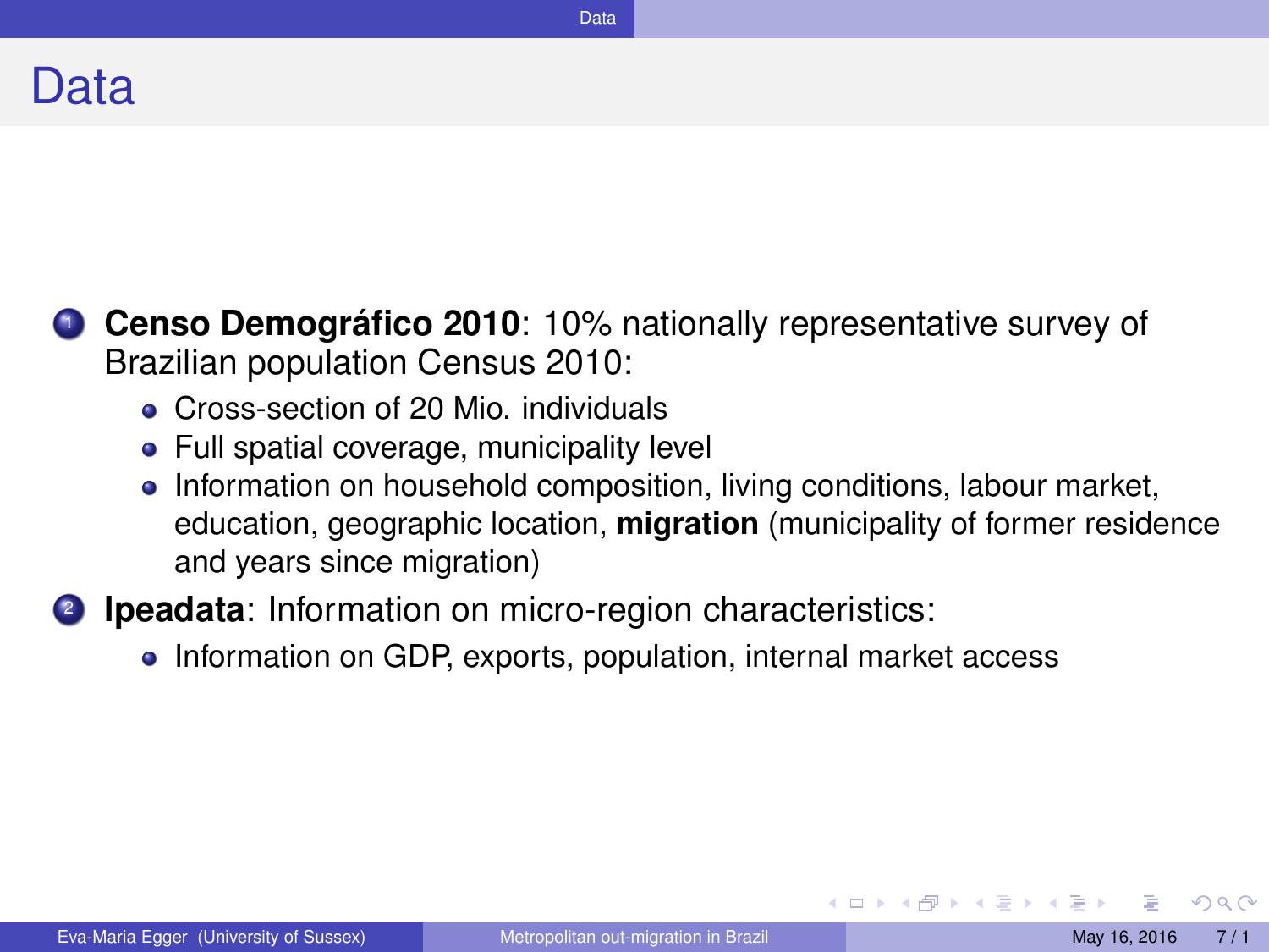# Data

1. **Censo Demográfico 2010**: 10% nationally representative survey of Brazilian population Census 2010:
   - Cross-section of 20 Mio. individuals
   - Full spatial coverage, municipality level
   - Information on household composition, living conditions, labour market, education, geographic location, **migration** (municipality of former residence and years since migration)
2. **Ipeadata**: Information on micro-region characteristics:
   - Information on GDP, exports, population, internal market access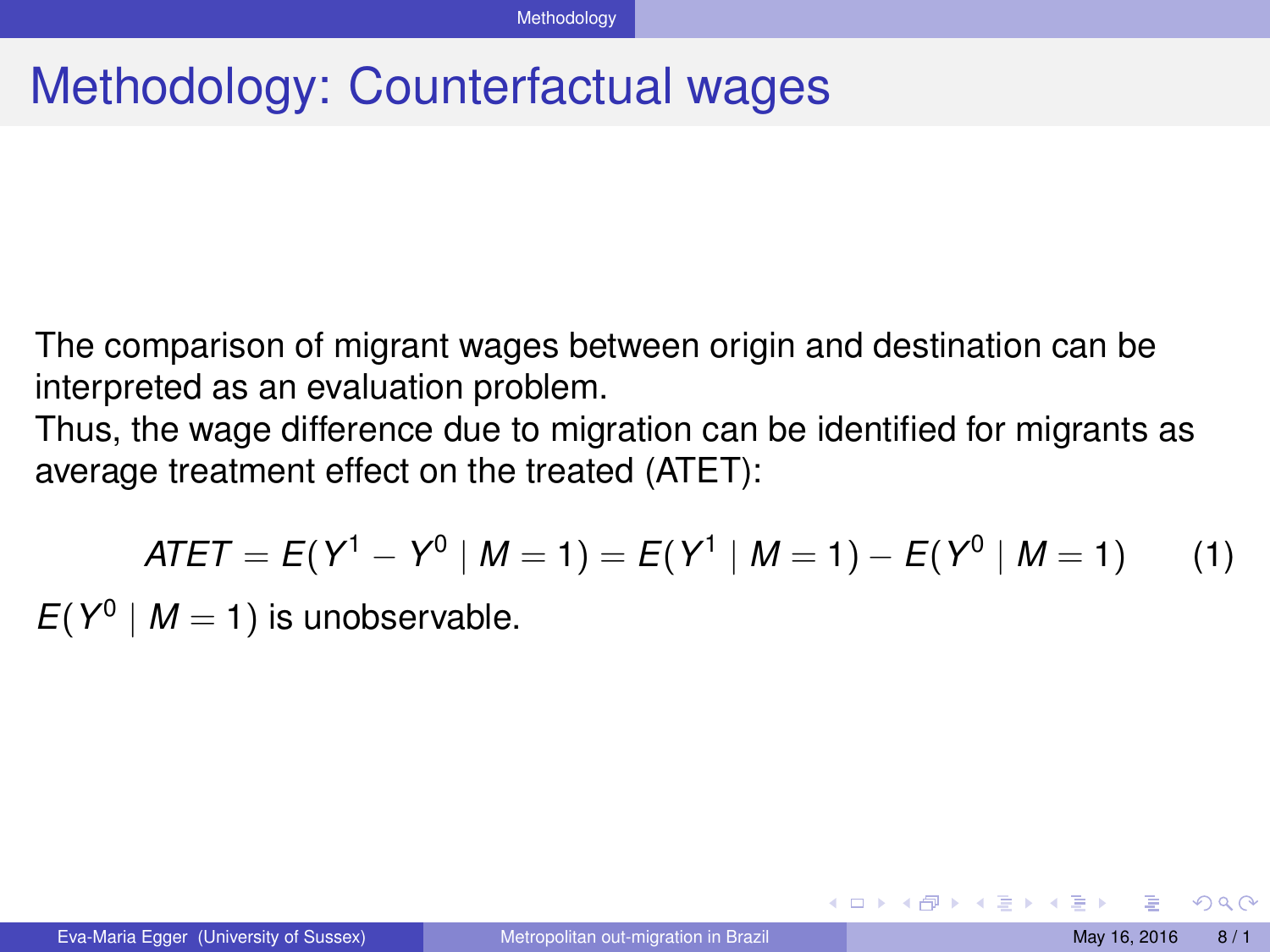# Methodology: Counterfactual wages

The comparison of migrant wages between origin and destination can be interpreted as an evaluation problem.
Thus, the wage difference due to migration can be identified for migrants as average treatment effect on the treated (ATET):

$$ATET = E(Y^1 - Y^0 \mid M = 1) = E(Y^1 \mid M = 1) - E(Y^0 \mid M = 1) \qquad (1)$$

$E(Y^0 \mid M = 1)$ is unobservable.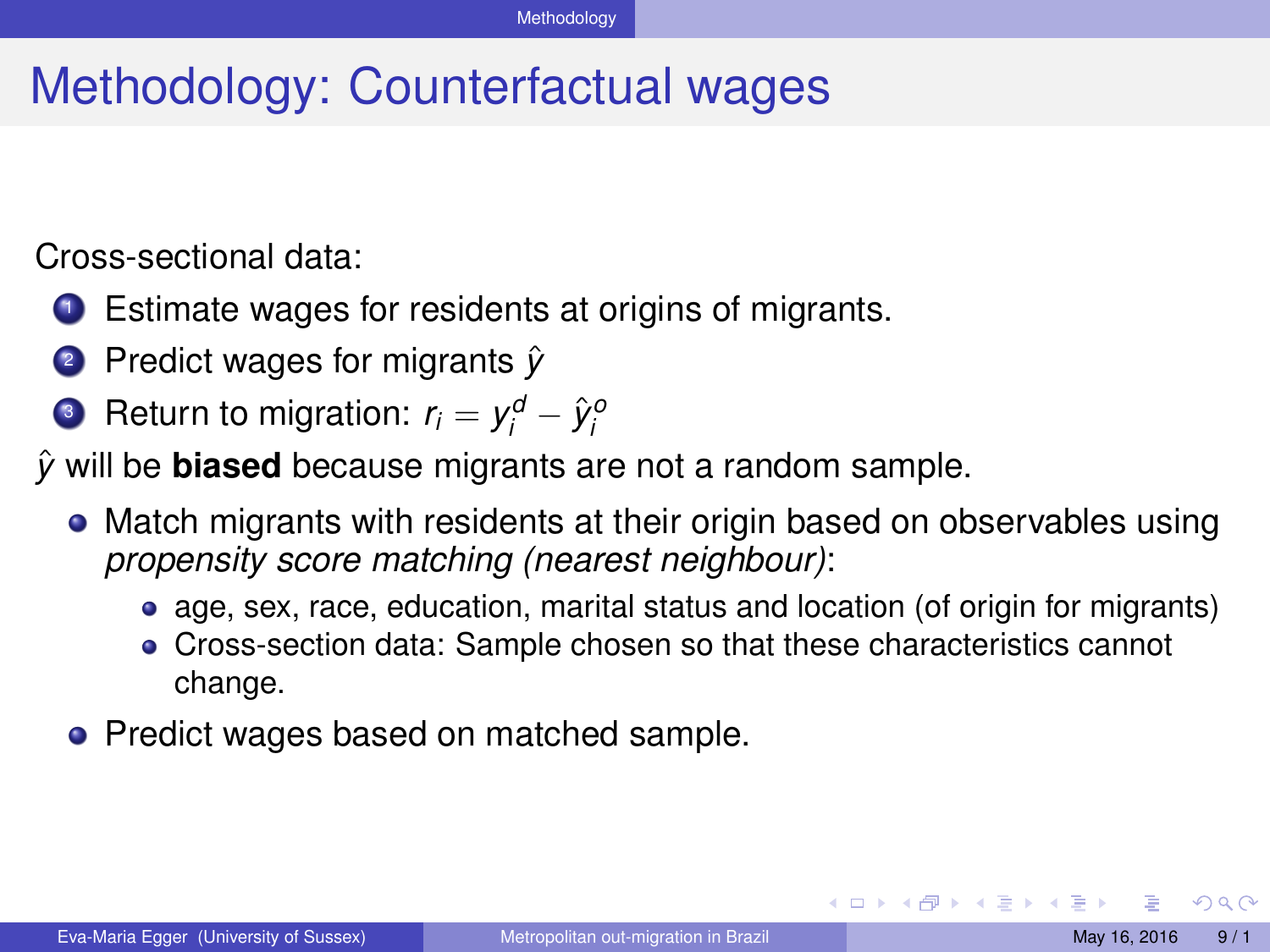# Methodology: Counterfactual wages

Cross-sectional data:

1. Estimate wages for residents at origins of migrants.
2. Predict wages for migrants $\hat{y}$
3. Return to migration: $r_i = y_i^d - \hat{y}_i^o$

$\hat{y}$ will be **biased** because migrants are not a random sample.

- Match migrants with residents at their origin based on observables using *propensity score matching (nearest neighbour)*:
  - age, sex, race, education, marital status and location (of origin for migrants)
  - Cross-section data: Sample chosen so that these characteristics cannot change.
- Predict wages based on matched sample.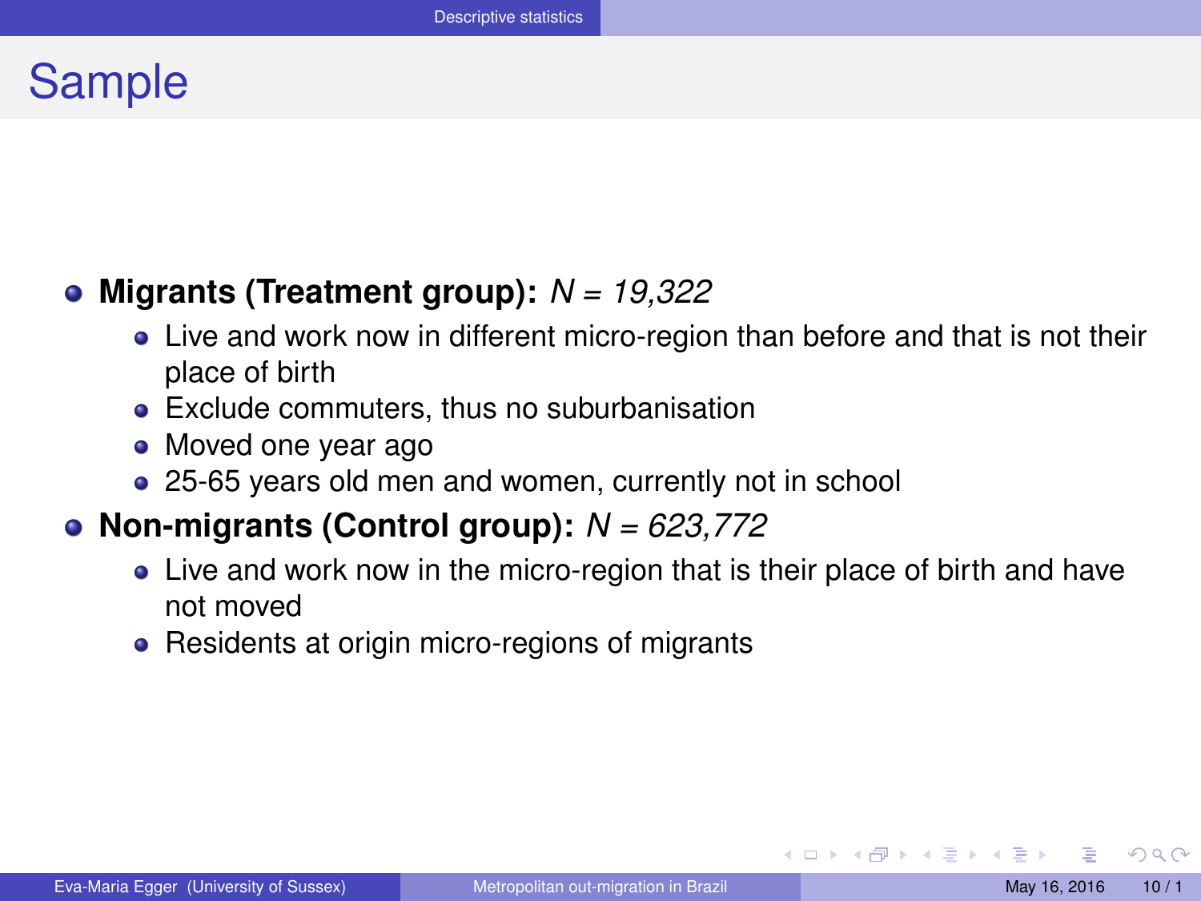# Sample

- **Migrants (Treatment group):** *N = 19,322*
  - Live and work now in different micro-region than before and that is not their place of birth
  - Exclude commuters, thus no suburbanisation
  - Moved one year ago
  - 25-65 years old men and women, currently not in school
- **Non-migrants (Control group):** *N = 623,772*
  - Live and work now in the micro-region that is their place of birth and have not moved
  - Residents at origin micro-regions of migrants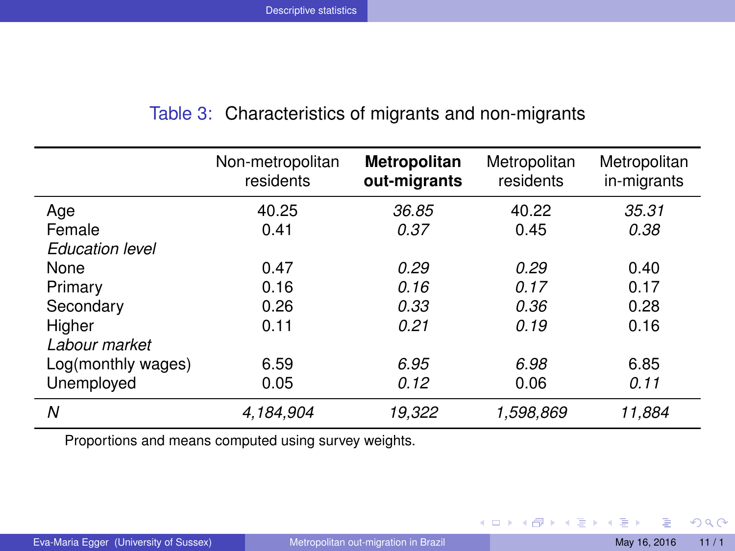Table 3: Characteristics of migrants and non-migrants

| | Non-metropolitan residents | **Metropolitan out-migrants** | Metropolitan residents | Metropolitan in-migrants |
|---|---|---|---|---|
| Age | 40.25 | *36.85* | 40.22 | *35.31* |
| Female | 0.41 | *0.37* | 0.45 | *0.38* |
| *Education level* | | | | |
| None | 0.47 | *0.29* | *0.29* | 0.40 |
| Primary | 0.16 | *0.16* | *0.17* | 0.17 |
| Secondary | 0.26 | *0.33* | *0.36* | 0.28 |
| Higher | 0.11 | *0.21* | *0.19* | 0.16 |
| *Labour market* | | | | |
| Log(monthly wages) | 6.59 | *6.95* | *6.98* | 6.85 |
| Unemployed | 0.05 | *0.12* | 0.06 | *0.11* |
| *N* | *4,184,904* | *19,322* | *1,598,869* | *11,884* |

Proportions and means computed using survey weights.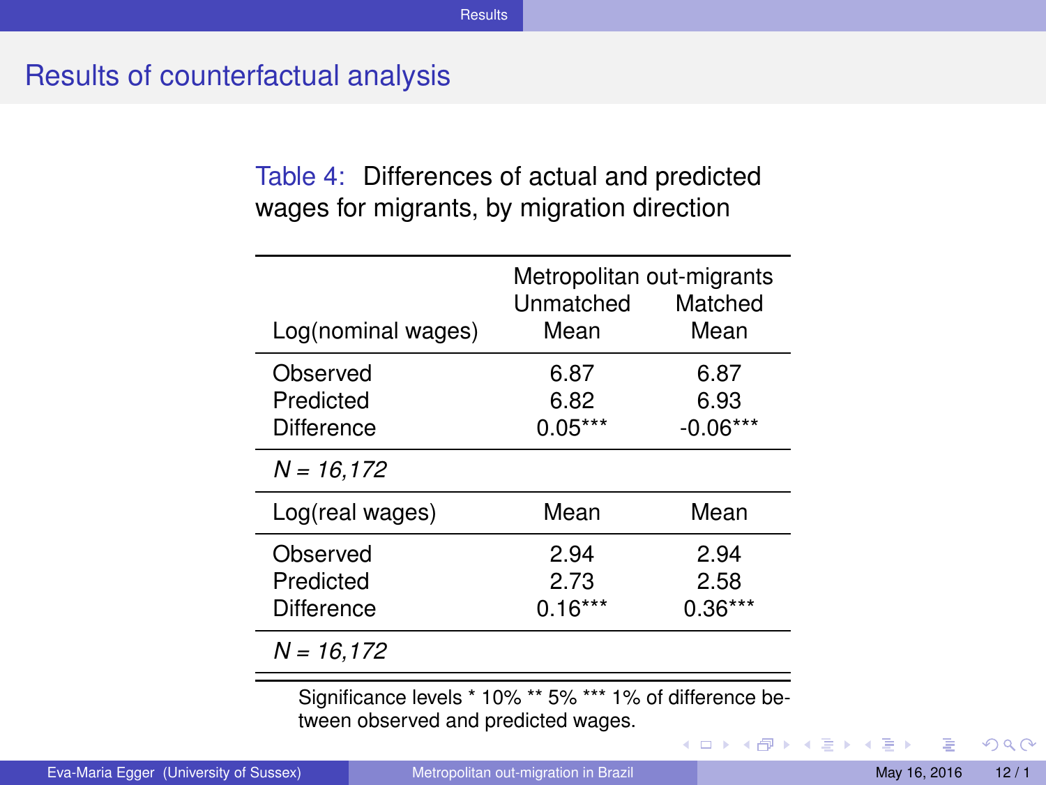# Results of counterfactual analysis

Table 4: Differences of actual and predicted wages for migrants, by migration direction

| Log(nominal wages) | Metropolitan out-migrants Unmatched Mean | Matched Mean |
|---|---|---|
| Observed | 6.87 | 6.87 |
| Predicted | 6.82 | 6.93 |
| Difference | 0.05*** | -0.06*** |
| *N = 16,172* | | |
| **Log(real wages)** | **Mean** | **Mean** |
| Observed | 2.94 | 2.94 |
| Predicted | 2.73 | 2.58 |
| Difference | 0.16*** | 0.36*** |
| *N = 16,172* | | |

Significance levels * 10% ** 5% *** 1% of difference between observed and predicted wages.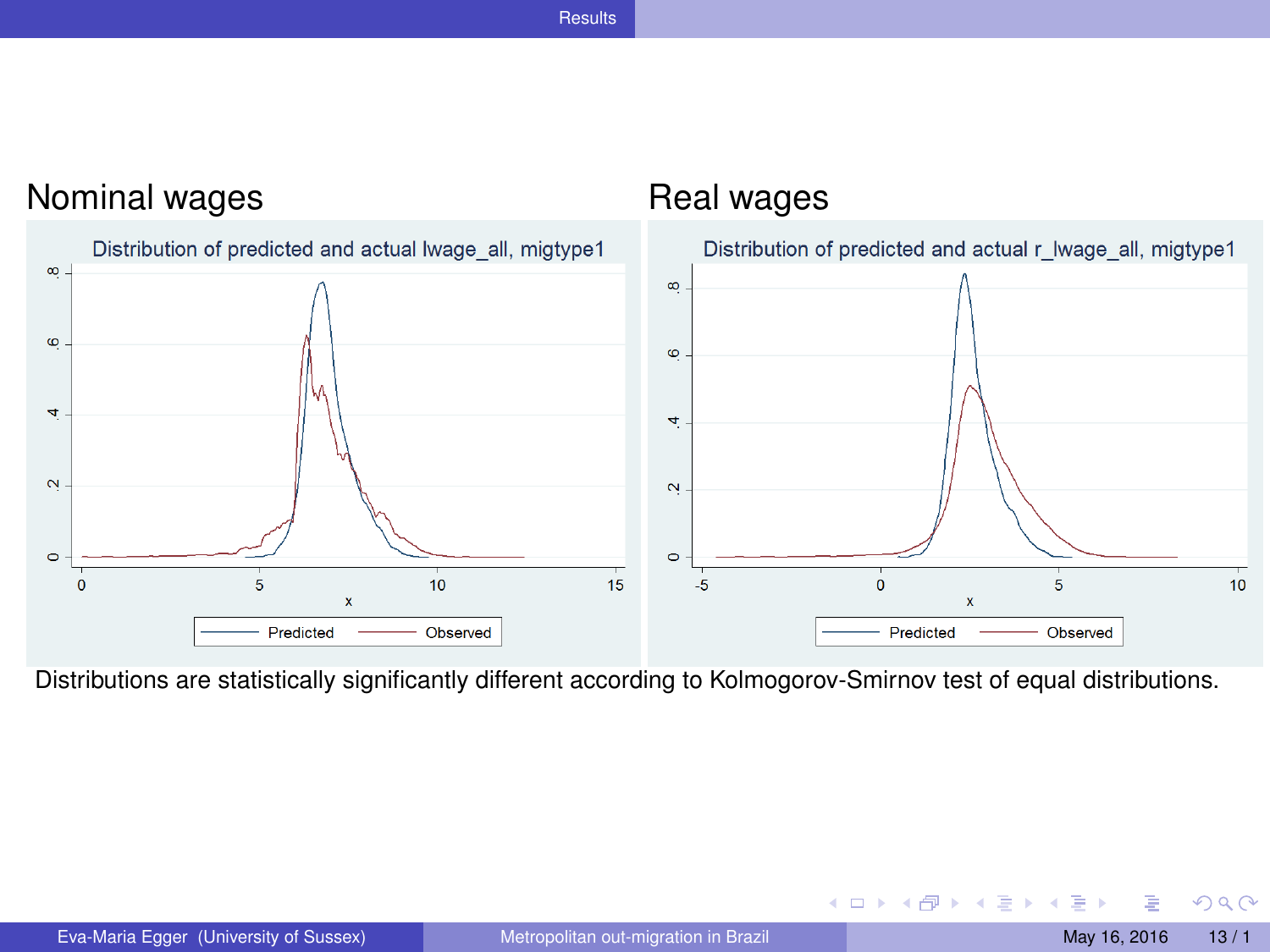## Nominal wages

Distribution of predicted and actual lwage_all, migtype1

## Real wages

Distribution of predicted and actual r_lwage_all, migtype1

Distributions are statistically significantly different according to Kolmogorov-Smirnov test of equal distributions.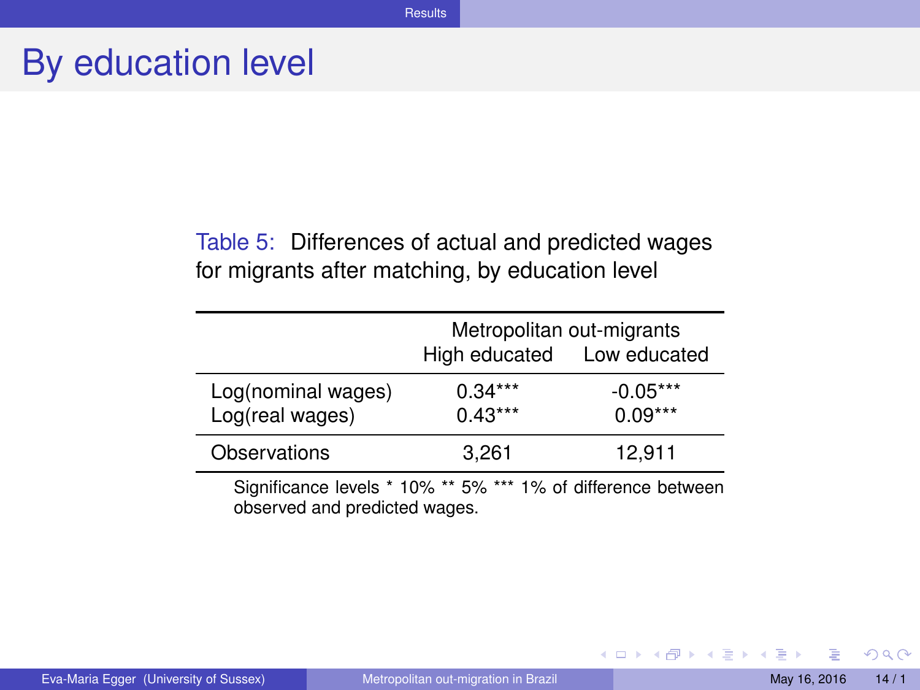# By education level

Table 5: Differences of actual and predicted wages for migrants after matching, by education level

| | Metropolitan out-migrants | |
|---|---|---|
| | High educated | Low educated |
| Log(nominal wages) | 0.34*** | -0.05*** |
| Log(real wages) | 0.43*** | 0.09*** |
| Observations | 3,261 | 12,911 |

Significance levels * 10% ** 5% *** 1% of difference between observed and predicted wages.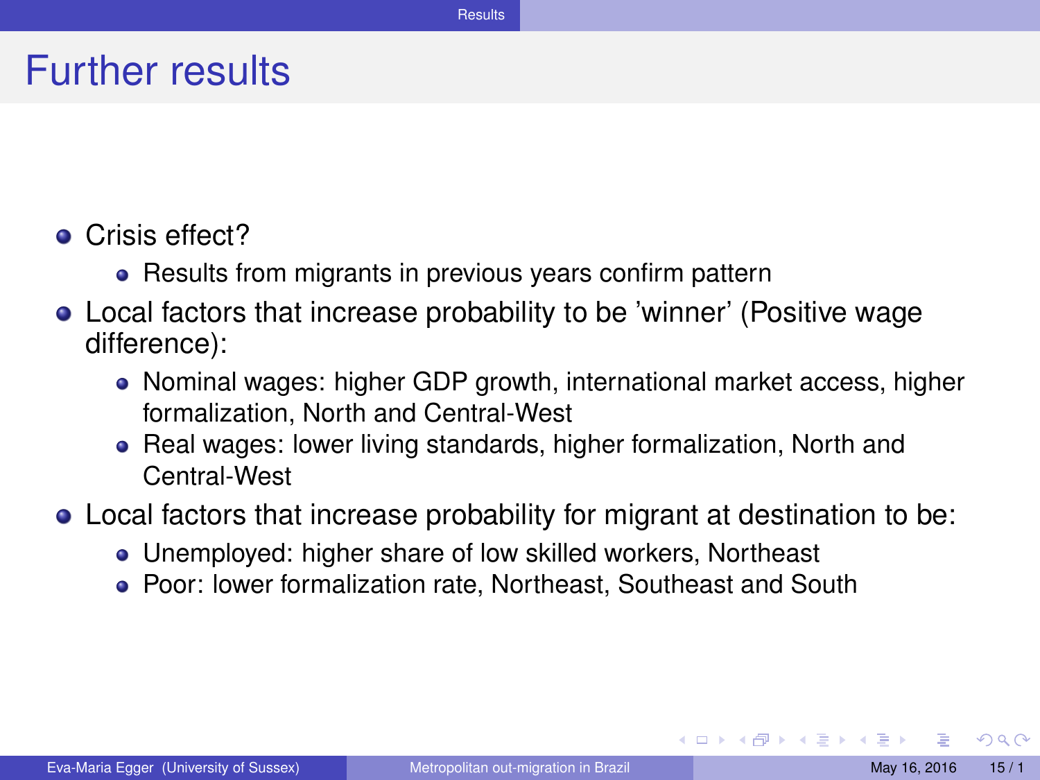# Further results

- Crisis effect?
  - Results from migrants in previous years confirm pattern
- Local factors that increase probability to be 'winner' (Positive wage difference):
  - Nominal wages: higher GDP growth, international market access, higher formalization, North and Central-West
  - Real wages: lower living standards, higher formalization, North and Central-West
- Local factors that increase probability for migrant at destination to be:
  - Unemployed: higher share of low skilled workers, Northeast
  - Poor: lower formalization rate, Northeast, Southeast and South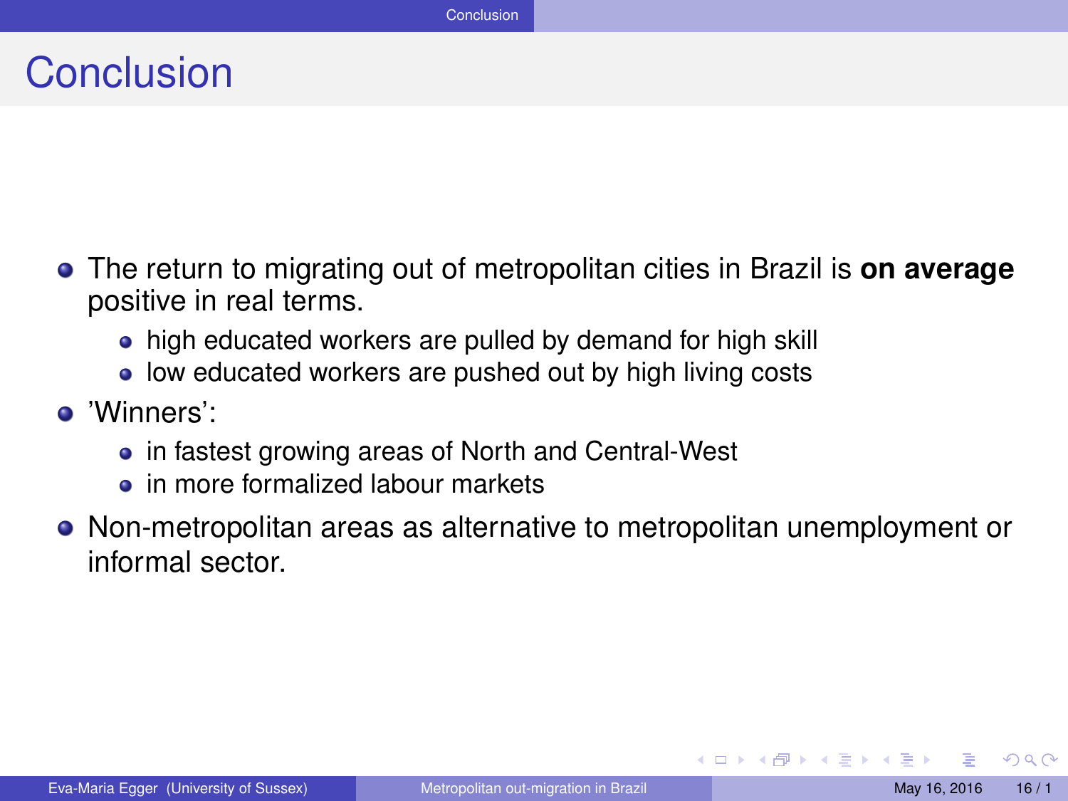# Conclusion

- The return to migrating out of metropolitan cities in Brazil is **on average** positive in real terms.
  - high educated workers are pulled by demand for high skill
  - low educated workers are pushed out by high living costs
- 'Winners':
  - in fastest growing areas of North and Central-West
  - in more formalized labour markets
- Non-metropolitan areas as alternative to metropolitan unemployment or informal sector.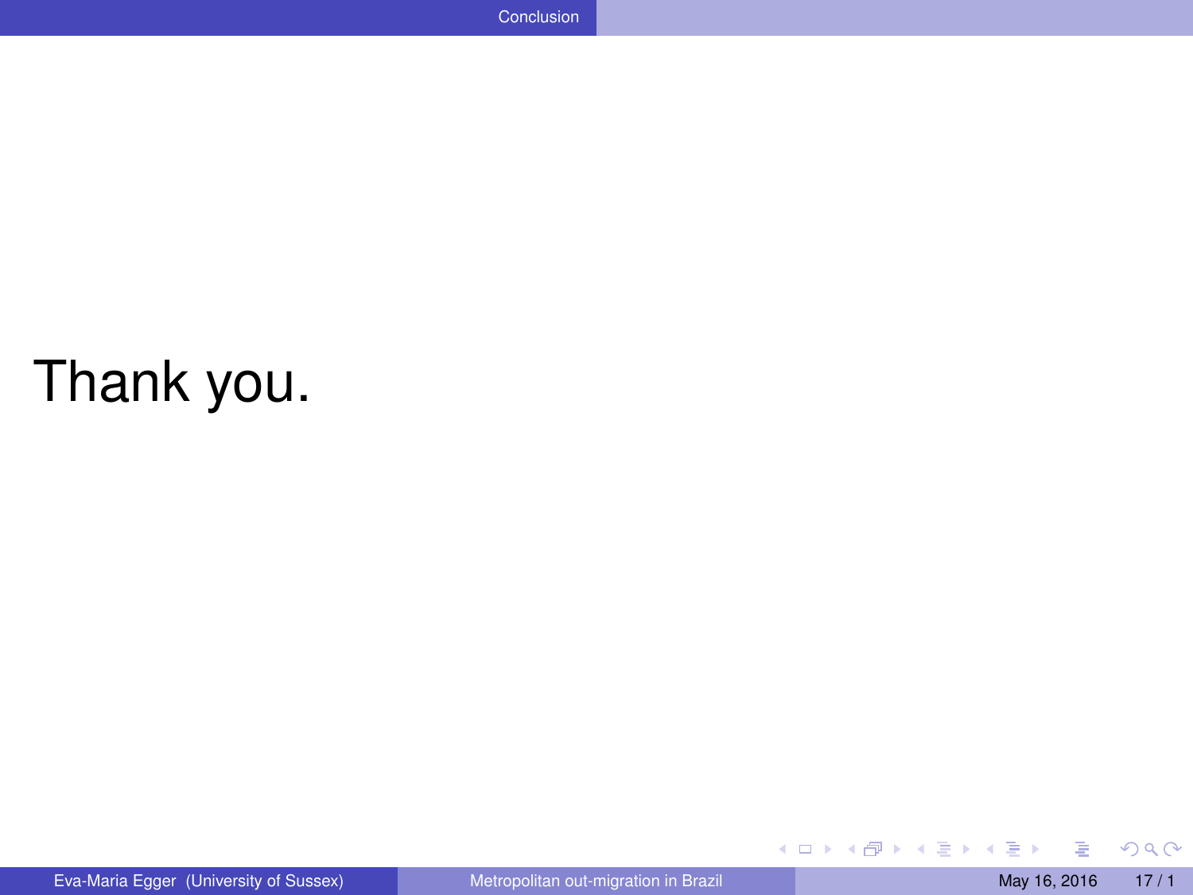Thank you.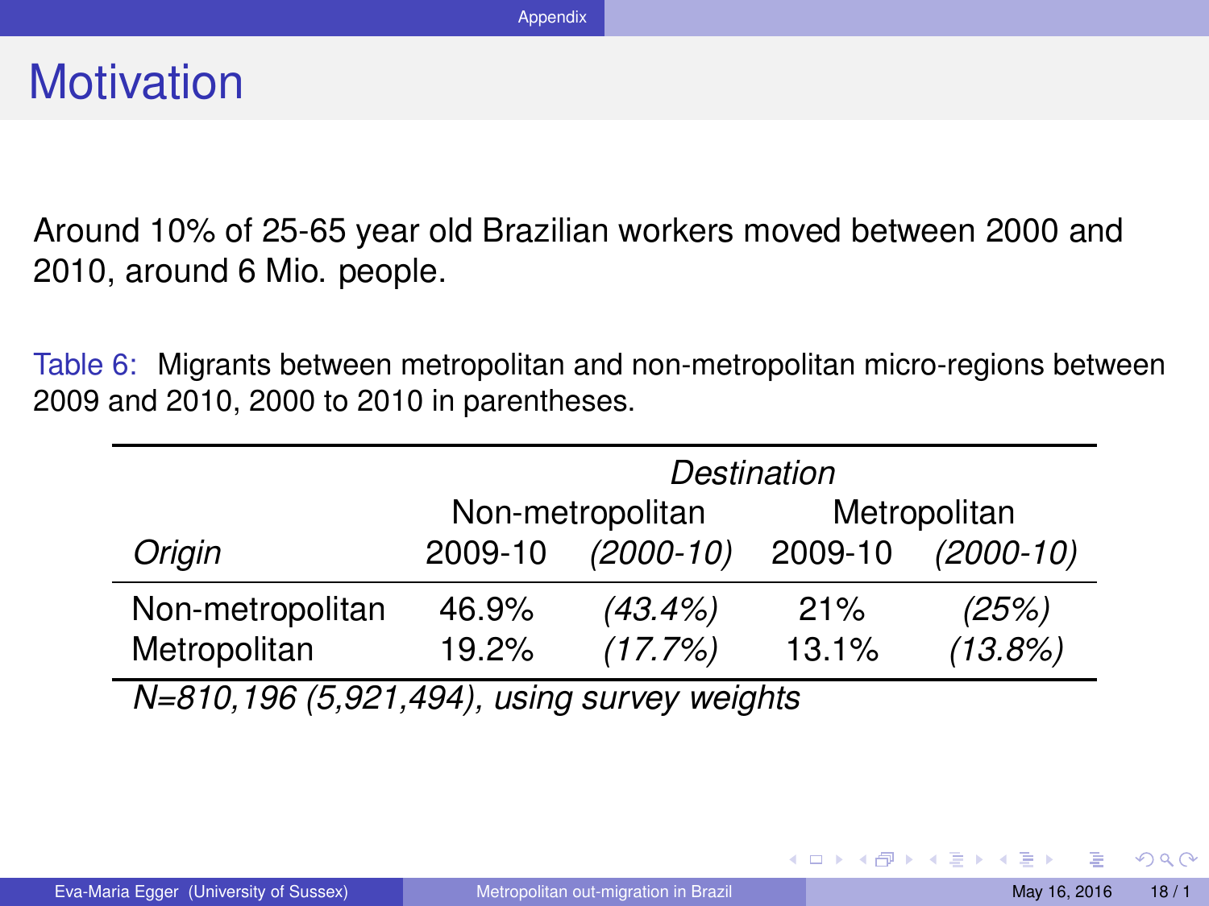# Motivation

Around 10% of 25-65 year old Brazilian workers moved between 2000 and 2010, around 6 Mio. people.

Table 6: Migrants between metropolitan and non-metropolitan micro-regions between 2009 and 2010, 2000 to 2010 in parentheses.

| | *Destination* | | | |
|---|---|---|---|---|
| | Non-metropolitan | | Metropolitan | |
| *Origin* | 2009-10 | *(2000-10)* | 2009-10 | *(2000-10)* |
| Non-metropolitan | 46.9% | *(43.4%)* | 21% | *(25%)* |
| Metropolitan | 19.2% | *(17.7%)* | 13.1% | *(13.8%)* |

*N=810,196 (5,921,494), using survey weights*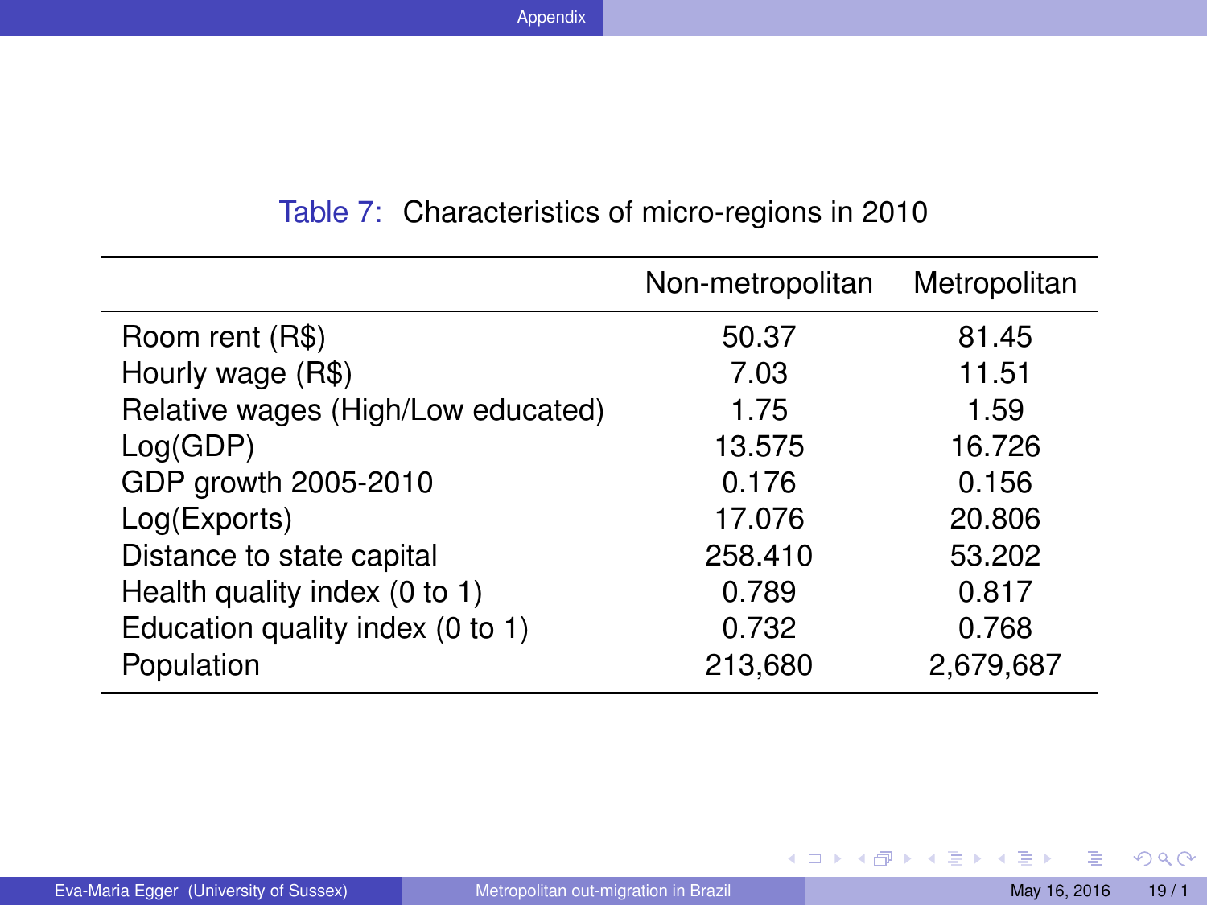Table 7: Characteristics of micro-regions in 2010

| | Non-metropolitan | Metropolitan |
|---|---|---|
| Room rent (R$) | 50.37 | 81.45 |
| Hourly wage (R$) | 7.03 | 11.51 |
| Relative wages (High/Low educated) | 1.75 | 1.59 |
| Log(GDP) | 13.575 | 16.726 |
| GDP growth 2005-2010 | 0.176 | 0.156 |
| Log(Exports) | 17.076 | 20.806 |
| Distance to state capital | 258.410 | 53.202 |
| Health quality index (0 to 1) | 0.789 | 0.817 |
| Education quality index (0 to 1) | 0.732 | 0.768 |
| Population | 213,680 | 2,679,687 |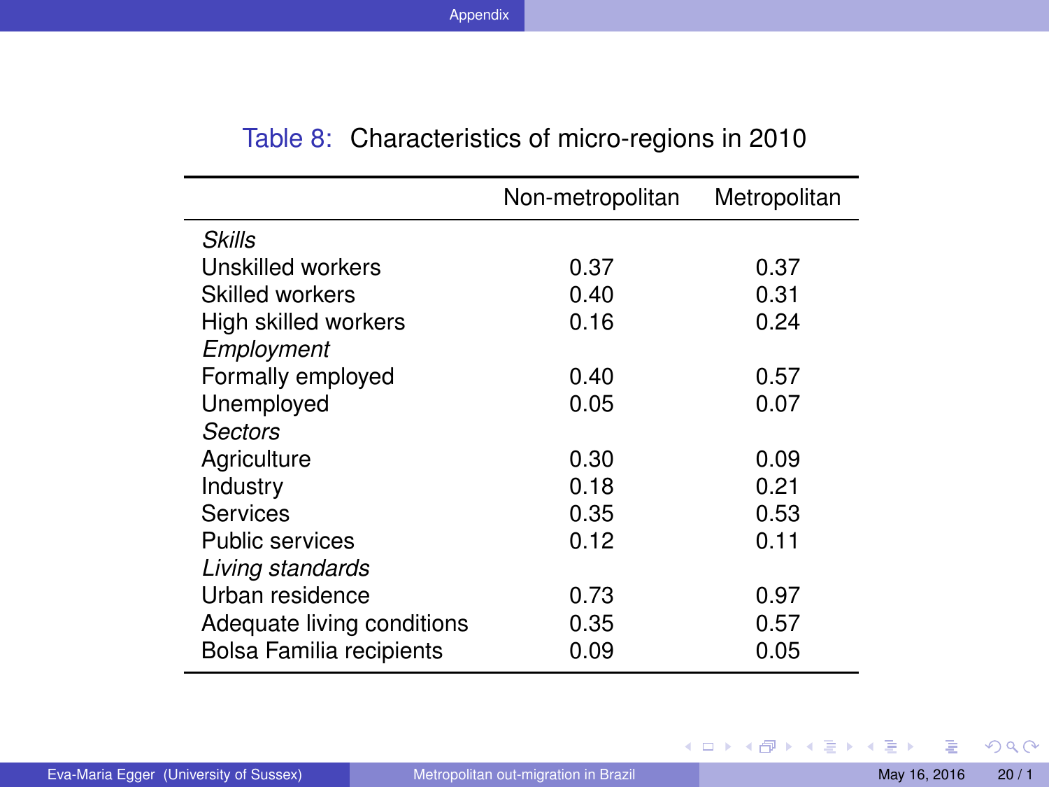Table 8: Characteristics of micro-regions in 2010

| | Non-metropolitan | Metropolitan |
|---|---|---|
| *Skills* | | |
| Unskilled workers | 0.37 | 0.37 |
| Skilled workers | 0.40 | 0.31 |
| High skilled workers | 0.16 | 0.24 |
| *Employment* | | |
| Formally employed | 0.40 | 0.57 |
| Unemployed | 0.05 | 0.07 |
| *Sectors* | | |
| Agriculture | 0.30 | 0.09 |
| Industry | 0.18 | 0.21 |
| Services | 0.35 | 0.53 |
| Public services | 0.12 | 0.11 |
| *Living standards* | | |
| Urban residence | 0.73 | 0.97 |
| Adequate living conditions | 0.35 | 0.57 |
| Bolsa Familia recipients | 0.09 | 0.05 |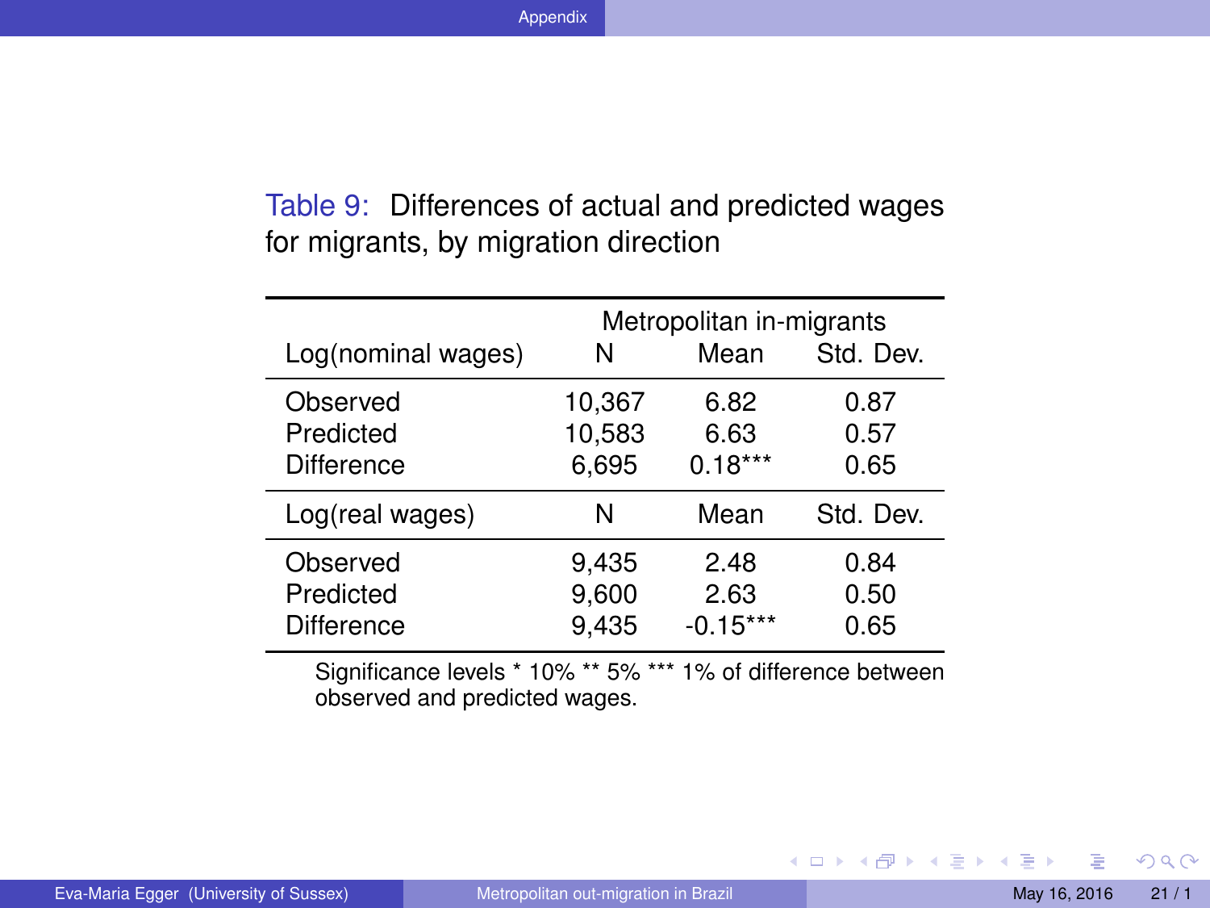Table 9: Differences of actual and predicted wages for migrants, by migration direction

| | Metropolitan in-migrants | | |
|---|---|---|---|
| Log(nominal wages) | N | Mean | Std. Dev. |
| Observed | 10,367 | 6.82 | 0.87 |
| Predicted | 10,583 | 6.63 | 0.57 |
| Difference | 6,695 | 0.18*** | 0.65 |
| Log(real wages) | N | Mean | Std. Dev. |
| Observed | 9,435 | 2.48 | 0.84 |
| Predicted | 9,600 | 2.63 | 0.50 |
| Difference | 9,435 | -0.15*** | 0.65 |

Significance levels * 10% ** 5% *** 1% of difference between observed and predicted wages.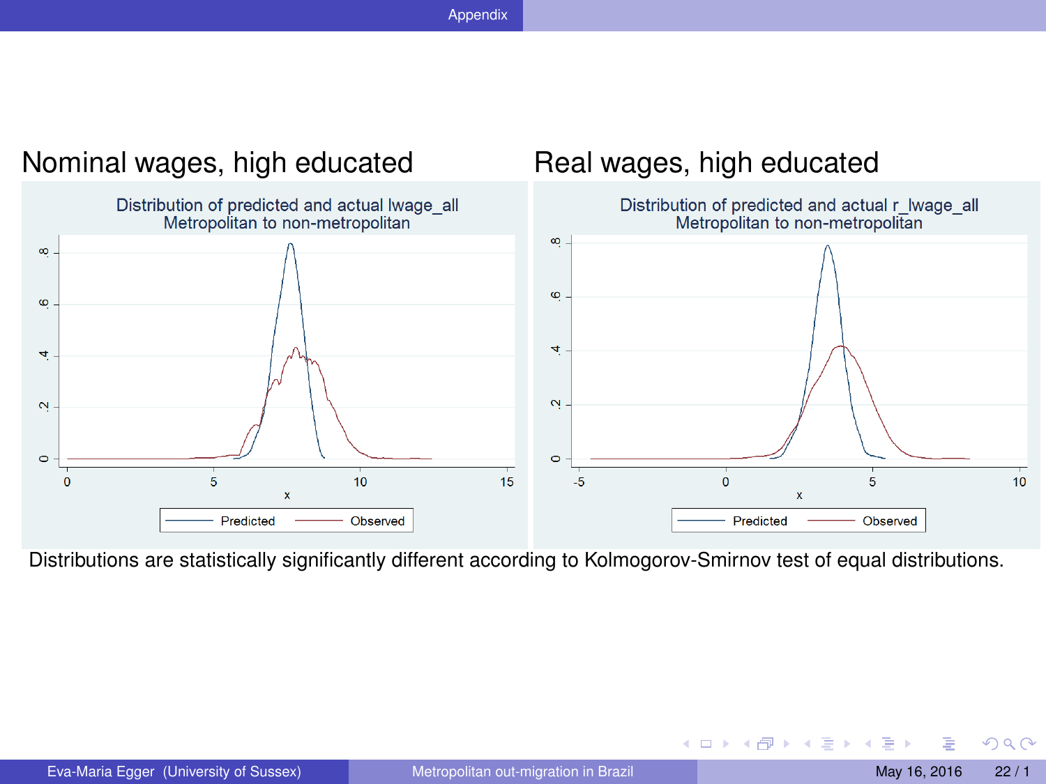## Nominal wages, high educated

Distribution of predicted and actual lwage_all
Metropolitan to non-metropolitan

Predicted — Observed

## Real wages, high educated

Distribution of predicted and actual r_lwage_all
Metropolitan to non-metropolitan

Predicted — Observed

Distributions are statistically significantly different according to Kolmogorov-Smirnov test of equal distributions.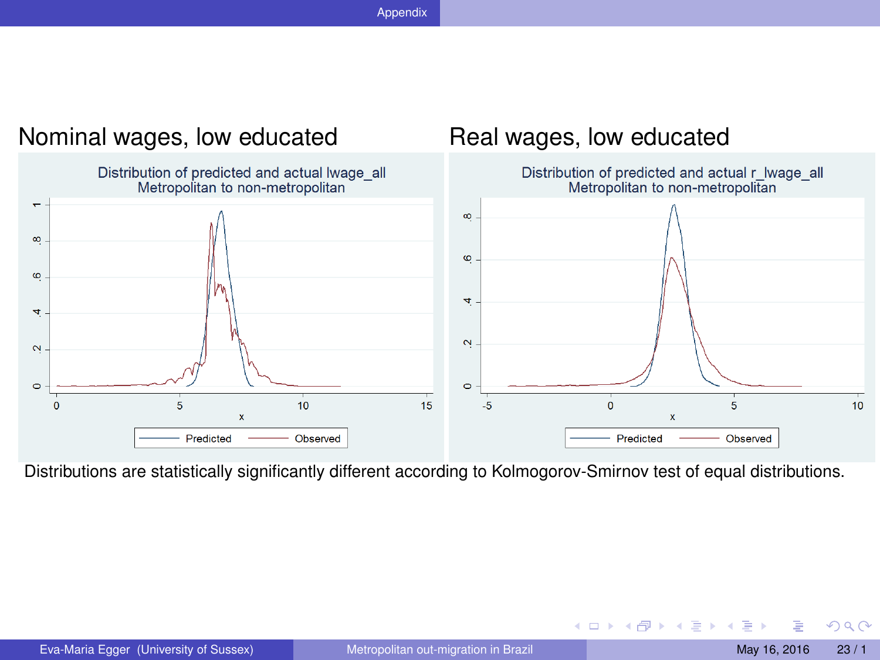## Nominal wages, low educated

Distribution of predicted and actual lwage_all
Metropolitan to non-metropolitan

## Real wages, low educated

Distribution of predicted and actual r_lwage_all
Metropolitan to non-metropolitan

Distributions are statistically significantly different according to Kolmogorov-Smirnov test of equal distributions.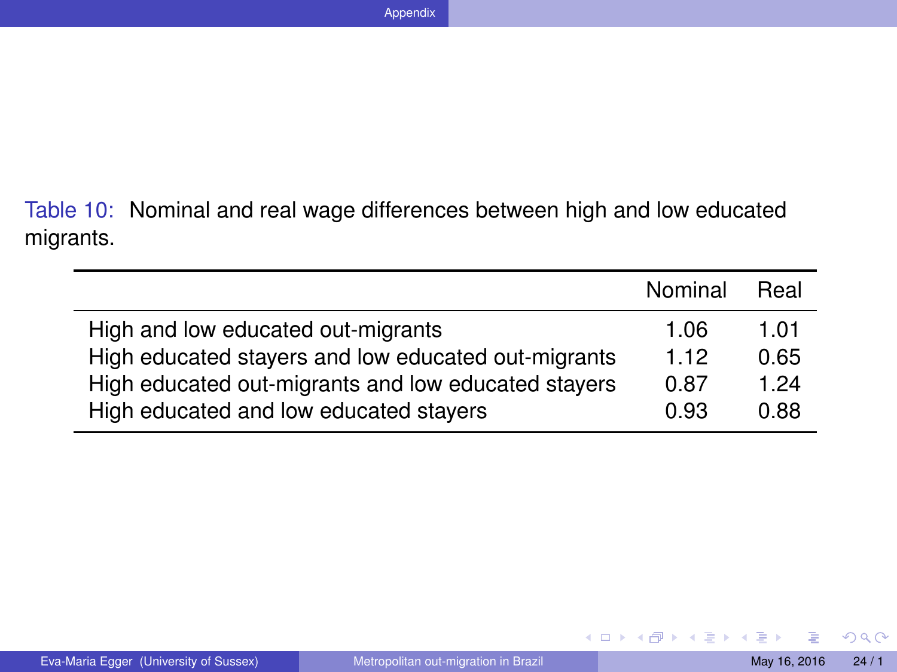Table 10: Nominal and real wage differences between high and low educated migrants.

| | Nominal | Real |
|---|---|---|
| High and low educated out-migrants | 1.06 | 1.01 |
| High educated stayers and low educated out-migrants | 1.12 | 0.65 |
| High educated out-migrants and low educated stayers | 0.87 | 1.24 |
| High educated and low educated stayers | 0.93 | 0.88 |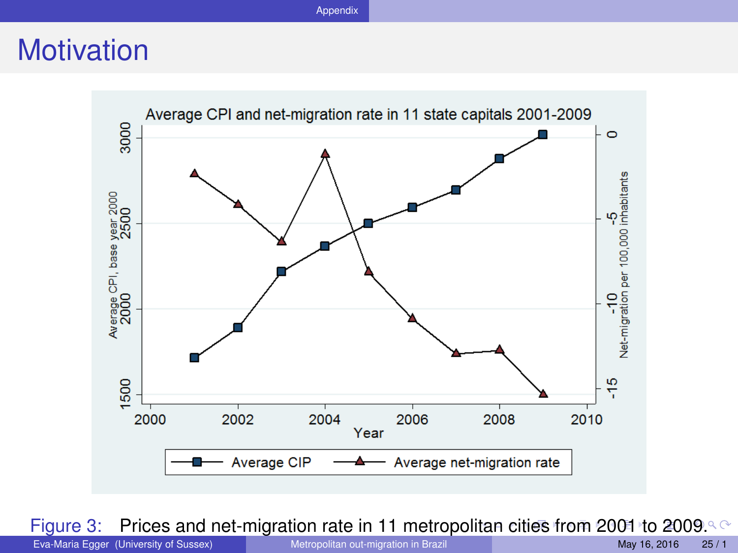# Motivation

Average CPI and net-migration rate in 11 state capitals 2001-2009

Figure 3: Prices and net-migration rate in 11 metropolitan cities from 2001 to 2009.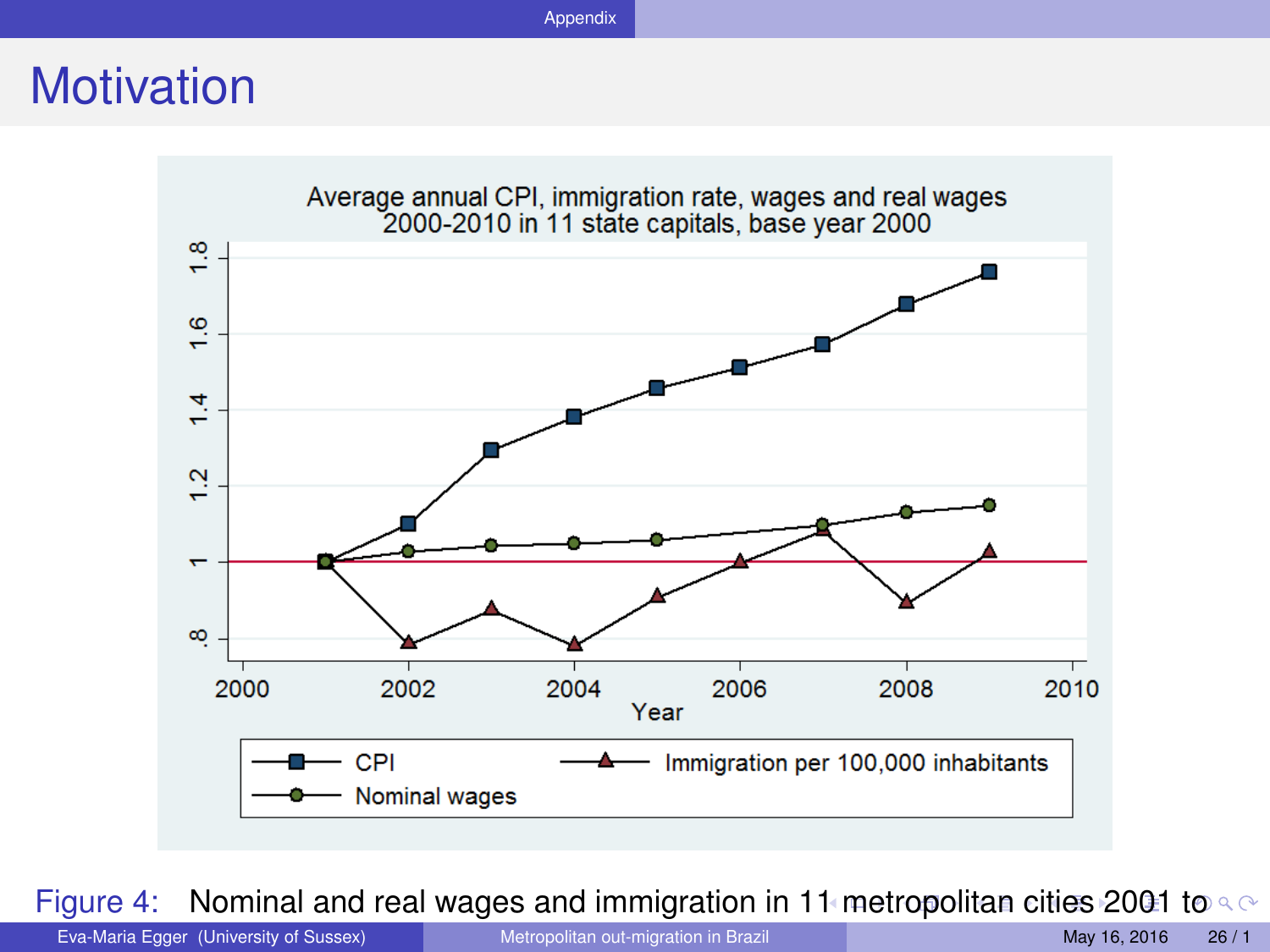# Motivation

Average annual CPI, immigration rate, wages and real wages 2000-2010 in 11 state capitals, base year 2000

Figure 4: Nominal and real wages and immigration in 11 metropolitan cities 2001 to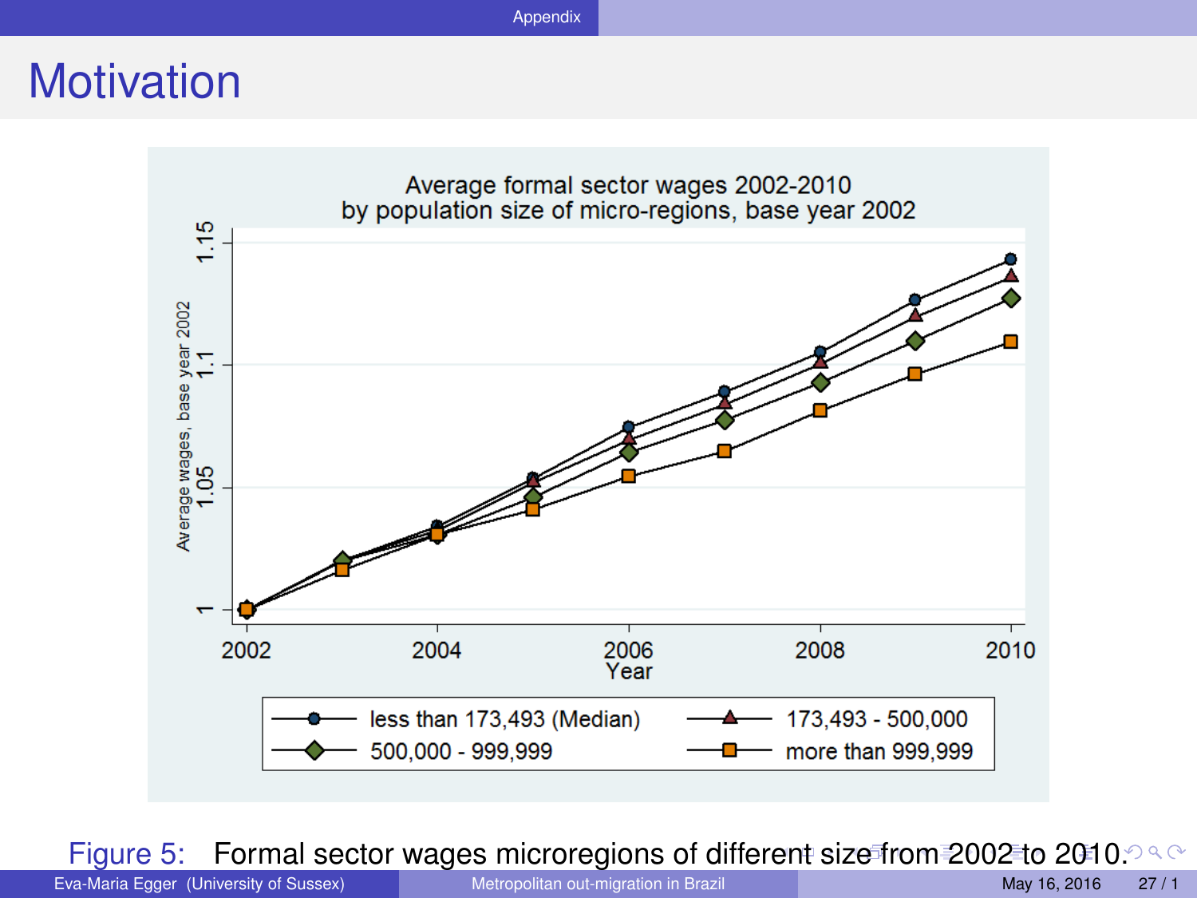# Motivation

Average formal sector wages 2002-2010
by population size of micro-regions, base year 2002

Average wages, base year 2002

1.15
1.1
1.05
1

2002
2004
2006
2008
2010
Year

less than 173,493 (Median)
173,493 - 500,000
500,000 - 999,999
more than 999,999

Figure 5: Formal sector wages microregions of different size from 2002 to 2010.